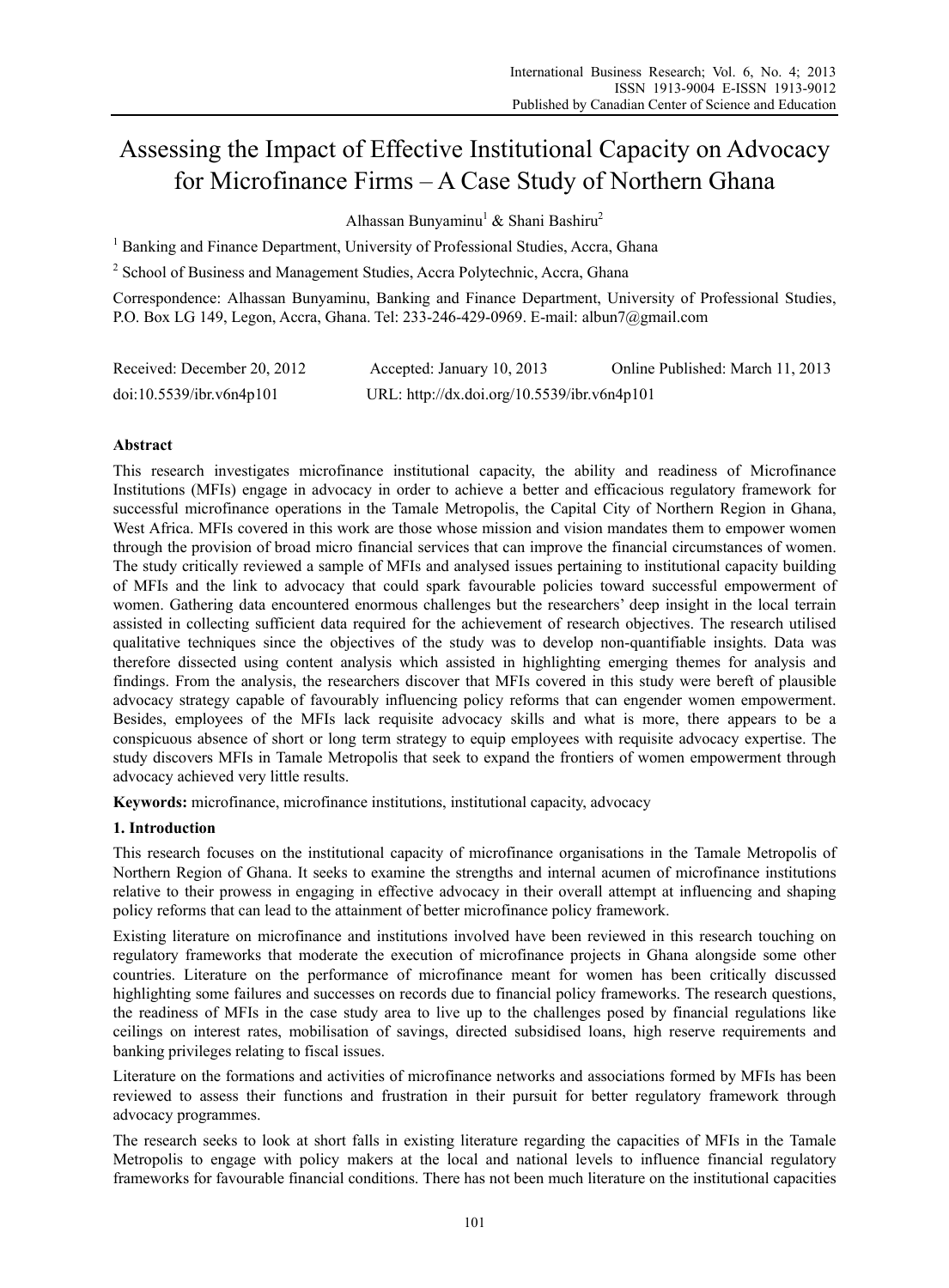# Assessing the Impact of Effective Institutional Capacity on Advocacy for Microfinance Firms – A Case Study of Northern Ghana

Alhassan Bunyaminu[1] & Shani Bashiru[2]

[1] Banking and Finance Department, University of Professional Studies, Accra, Ghana

[2] School of Business and Management Studies, Accra Polytechnic, Accra, Ghana

Correspondence: Alhassan Bunyaminu, Banking and Finance Department, University of Professional Studies, P.O. Box LG 149, Legon, Accra, Ghana. Tel: 233-246-429-0969. E-mail: albun7@gmail.com

Received: December 20, 2012 Accepted: January 10, 2013 Online Published: March 11, 2013

doi:10.5539/ibr.v6n4p101 URL: http://dx.doi.org/10.5539/ibr.v6n4p101

## Abstract

This research investigates microfinance institutional capacity, the ability and readiness of Microfinance Institutions (MFIs) engage in advocacy in order to achieve a better and efficacious regulatory framework for successful microfinance operations in the Tamale Metropolis, the Capital City of Northern Region in Ghana, West Africa. MFIs covered in this work are those whose mission and vision mandates them to empower women through the provision of broad micro financial services that can improve the financial circumstances of women. The study critically reviewed a sample of MFIs and analysed issues pertaining to institutional capacity building of MFIs and the link to advocacy that could spark favourable policies toward successful empowerment of women. Gathering data encountered enormous challenges but the researchers' deep insight in the local terrain assisted in collecting sufficient data required for the achievement of research objectives. The research utilised qualitative techniques since the objectives of the study was to develop non-quantifiable insights. Data was therefore dissected using content analysis which assisted in highlighting emerging themes for analysis and findings. From the analysis, the researchers discover that MFIs covered in this study were bereft of plausible advocacy strategy capable of favourably influencing policy reforms that can engender women empowerment. Besides, employees of the MFIs lack requisite advocacy skills and what is more, there appears to be a conspicuous absence of short or long term strategy to equip employees with requisite advocacy expertise. The study discovers MFIs in Tamale Metropolis that seek to expand the frontiers of women empowerment through advocacy achieved very little results.

**Keywords:** microfinance, microfinance institutions, institutional capacity, advocacy

## 1. Introduction

This research focuses on the institutional capacity of microfinance organisations in the Tamale Metropolis of Northern Region of Ghana. It seeks to examine the strengths and internal acumen of microfinance institutions relative to their prowess in engaging in effective advocacy in their overall attempt at influencing and shaping policy reforms that can lead to the attainment of better microfinance policy framework.

Existing literature on microfinance and institutions involved have been reviewed in this research touching on regulatory frameworks that moderate the execution of microfinance projects in Ghana alongside some other countries. Literature on the performance of microfinance meant for women has been critically discussed highlighting some failures and successes on records due to financial policy frameworks. The research questions, the readiness of MFIs in the case study area to live up to the challenges posed by financial regulations like ceilings on interest rates, mobilisation of savings, directed subsidised loans, high reserve requirements and banking privileges relating to fiscal issues.

Literature on the formations and activities of microfinance networks and associations formed by MFIs has been reviewed to assess their functions and frustration in their pursuit for better regulatory framework through advocacy programmes.

The research seeks to look at short falls in existing literature regarding the capacities of MFIs in the Tamale Metropolis to engage with policy makers at the local and national levels to influence financial regulatory frameworks for favourable financial conditions. There has not been much literature on the institutional capacities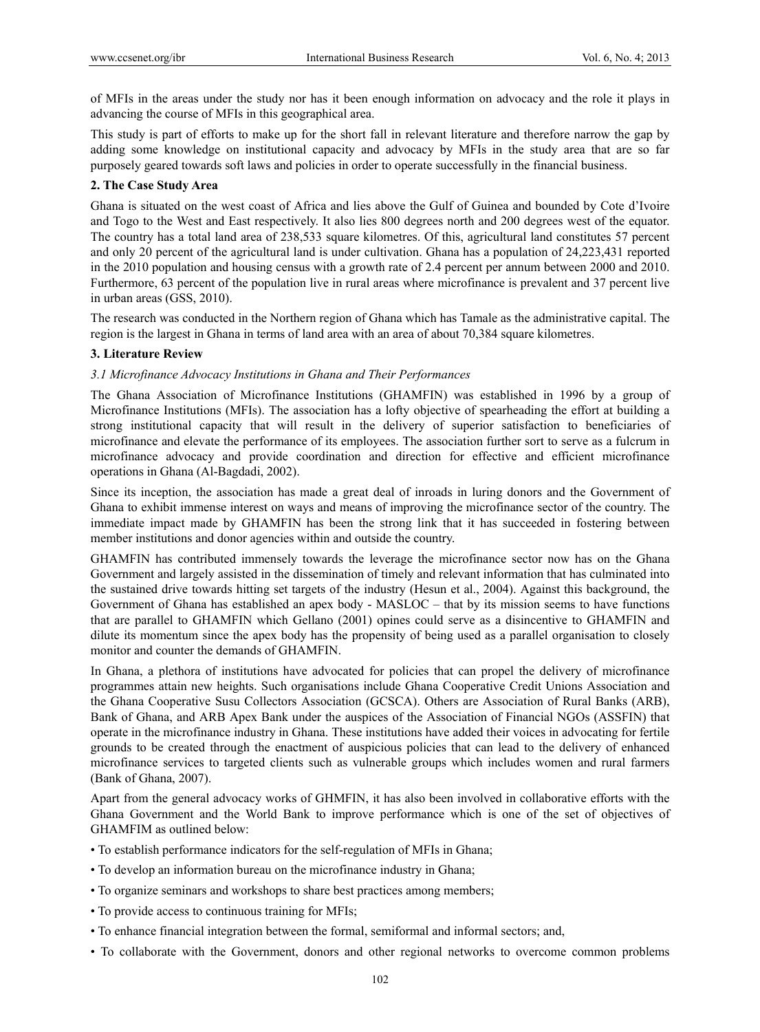of MFIs in the areas under the study nor has it been enough information on advocacy and the role it plays in advancing the course of MFIs in this geographical area.

This study is part of efforts to make up for the short fall in relevant literature and therefore narrow the gap by adding some knowledge on institutional capacity and advocacy by MFIs in the study area that are so far purposely geared towards soft laws and policies in order to operate successfully in the financial business.

## 2. The Case Study Area

Ghana is situated on the west coast of Africa and lies above the Gulf of Guinea and bounded by Cote d'Ivoire and Togo to the West and East respectively. It also lies 800 degrees north and 200 degrees west of the equator. The country has a total land area of 238,533 square kilometres. Of this, agricultural land constitutes 57 percent and only 20 percent of the agricultural land is under cultivation. Ghana has a population of 24,223,431 reported in the 2010 population and housing census with a growth rate of 2.4 percent per annum between 2000 and 2010. Furthermore, 63 percent of the population live in rural areas where microfinance is prevalent and 37 percent live in urban areas (GSS, 2010).

The research was conducted in the Northern region of Ghana which has Tamale as the administrative capital. The region is the largest in Ghana in terms of land area with an area of about 70,384 square kilometres.

## 3. Literature Review

### *3.1 Microfinance Advocacy Institutions in Ghana and Their Performances*

The Ghana Association of Microfinance Institutions (GHAMFIN) was established in 1996 by a group of Microfinance Institutions (MFIs). The association has a lofty objective of spearheading the effort at building a strong institutional capacity that will result in the delivery of superior satisfaction to beneficiaries of microfinance and elevate the performance of its employees. The association further sort to serve as a fulcrum in microfinance advocacy and provide coordination and direction for effective and efficient microfinance operations in Ghana (Al-Bagdadi, 2002).

Since its inception, the association has made a great deal of inroads in luring donors and the Government of Ghana to exhibit immense interest on ways and means of improving the microfinance sector of the country. The immediate impact made by GHAMFIN has been the strong link that it has succeeded in fostering between member institutions and donor agencies within and outside the country.

GHAMFIN has contributed immensely towards the leverage the microfinance sector now has on the Ghana Government and largely assisted in the dissemination of timely and relevant information that has culminated into the sustained drive towards hitting set targets of the industry (Hesun et al., 2004). Against this background, the Government of Ghana has established an apex body - MASLOC – that by its mission seems to have functions that are parallel to GHAMFIN which Gellano (2001) opines could serve as a disincentive to GHAMFIN and dilute its momentum since the apex body has the propensity of being used as a parallel organisation to closely monitor and counter the demands of GHAMFIN.

In Ghana, a plethora of institutions have advocated for policies that can propel the delivery of microfinance programmes attain new heights. Such organisations include Ghana Cooperative Credit Unions Association and the Ghana Cooperative Susu Collectors Association (GCSCA). Others are Association of Rural Banks (ARB), Bank of Ghana, and ARB Apex Bank under the auspices of the Association of Financial NGOs (ASSFIN) that operate in the microfinance industry in Ghana. These institutions have added their voices in advocating for fertile grounds to be created through the enactment of auspicious policies that can lead to the delivery of enhanced microfinance services to targeted clients such as vulnerable groups which includes women and rural farmers (Bank of Ghana, 2007).

Apart from the general advocacy works of GHMFIN, it has also been involved in collaborative efforts with the Ghana Government and the World Bank to improve performance which is one of the set of objectives of GHAMFIM as outlined below:

- To establish performance indicators for the self-regulation of MFIs in Ghana;
- To develop an information bureau on the microfinance industry in Ghana;
- To organize seminars and workshops to share best practices among members;
- To provide access to continuous training for MFIs;
- To enhance financial integration between the formal, semiformal and informal sectors; and,
- To collaborate with the Government, donors and other regional networks to overcome common problems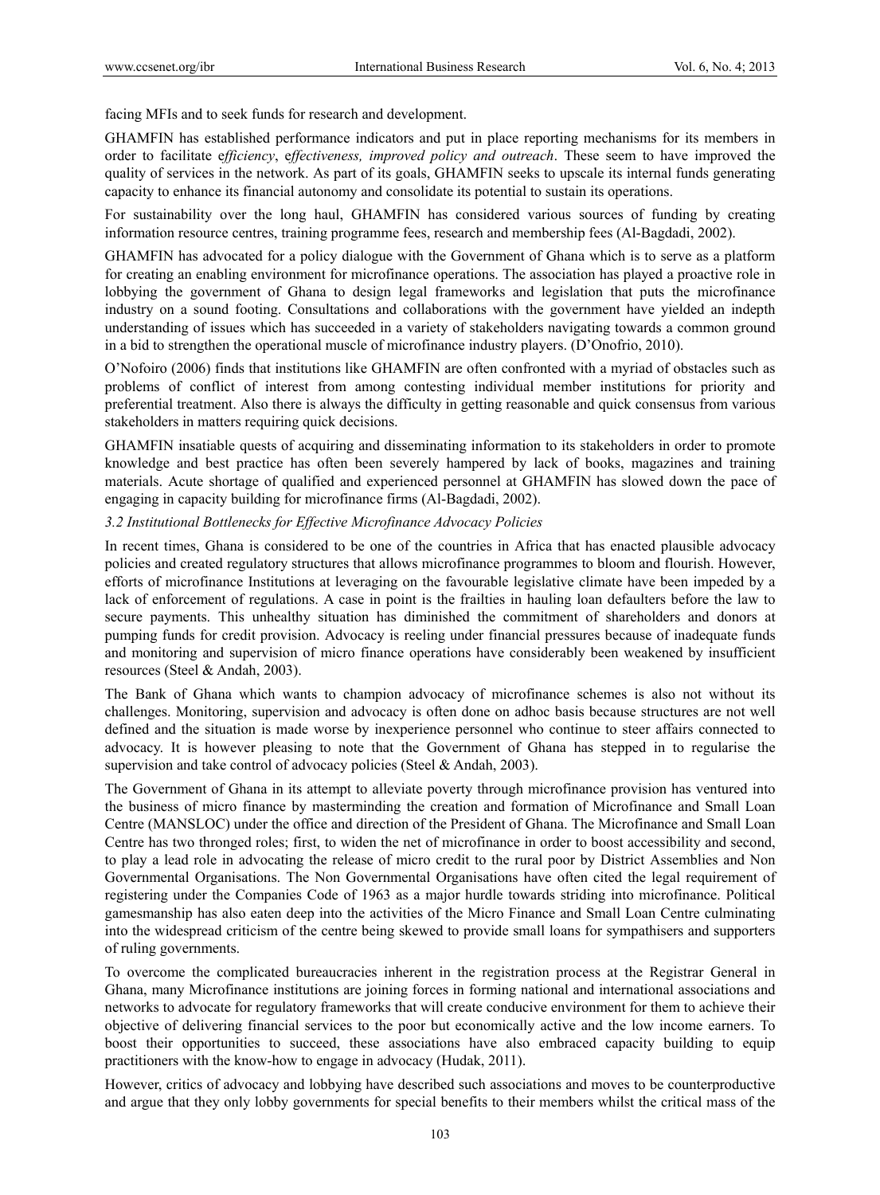facing MFIs and to seek funds for research and development.

GHAMFIN has established performance indicators and put in place reporting mechanisms for its members in order to facilitate e*fficiency*, e*ffectiveness, improved policy and outreach*. These seem to have improved the quality of services in the network. As part of its goals, GHAMFIN seeks to upscale its internal funds generating capacity to enhance its financial autonomy and consolidate its potential to sustain its operations.

For sustainability over the long haul, GHAMFIN has considered various sources of funding by creating information resource centres, training programme fees, research and membership fees (Al-Bagdadi, 2002).

GHAMFIN has advocated for a policy dialogue with the Government of Ghana which is to serve as a platform for creating an enabling environment for microfinance operations. The association has played a proactive role in lobbying the government of Ghana to design legal frameworks and legislation that puts the microfinance industry on a sound footing. Consultations and collaborations with the government have yielded an indepth understanding of issues which has succeeded in a variety of stakeholders navigating towards a common ground in a bid to strengthen the operational muscle of microfinance industry players. (D'Onofrio, 2010).

O'Nofoiro (2006) finds that institutions like GHAMFIN are often confronted with a myriad of obstacles such as problems of conflict of interest from among contesting individual member institutions for priority and preferential treatment. Also there is always the difficulty in getting reasonable and quick consensus from various stakeholders in matters requiring quick decisions.

GHAMFIN insatiable quests of acquiring and disseminating information to its stakeholders in order to promote knowledge and best practice has often been severely hampered by lack of books, magazines and training materials. Acute shortage of qualified and experienced personnel at GHAMFIN has slowed down the pace of engaging in capacity building for microfinance firms (Al-Bagdadi, 2002).

### *3.2 Institutional Bottlenecks for Effective Microfinance Advocacy Policies*

In recent times, Ghana is considered to be one of the countries in Africa that has enacted plausible advocacy policies and created regulatory structures that allows microfinance programmes to bloom and flourish. However, efforts of microfinance Institutions at leveraging on the favourable legislative climate have been impeded by a lack of enforcement of regulations. A case in point is the frailties in hauling loan defaulters before the law to secure payments. This unhealthy situation has diminished the commitment of shareholders and donors at pumping funds for credit provision. Advocacy is reeling under financial pressures because of inadequate funds and monitoring and supervision of micro finance operations have considerably been weakened by insufficient resources (Steel & Andah, 2003).

The Bank of Ghana which wants to champion advocacy of microfinance schemes is also not without its challenges. Monitoring, supervision and advocacy is often done on adhoc basis because structures are not well defined and the situation is made worse by inexperience personnel who continue to steer affairs connected to advocacy. It is however pleasing to note that the Government of Ghana has stepped in to regularise the supervision and take control of advocacy policies (Steel & Andah, 2003).

The Government of Ghana in its attempt to alleviate poverty through microfinance provision has ventured into the business of micro finance by masterminding the creation and formation of Microfinance and Small Loan Centre (MANSLOC) under the office and direction of the President of Ghana. The Microfinance and Small Loan Centre has two thronged roles; first, to widen the net of microfinance in order to boost accessibility and second, to play a lead role in advocating the release of micro credit to the rural poor by District Assemblies and Non Governmental Organisations. The Non Governmental Organisations have often cited the legal requirement of registering under the Companies Code of 1963 as a major hurdle towards striding into microfinance. Political gamesmanship has also eaten deep into the activities of the Micro Finance and Small Loan Centre culminating into the widespread criticism of the centre being skewed to provide small loans for sympathisers and supporters of ruling governments.

To overcome the complicated bureaucracies inherent in the registration process at the Registrar General in Ghana, many Microfinance institutions are joining forces in forming national and international associations and networks to advocate for regulatory frameworks that will create conducive environment for them to achieve their objective of delivering financial services to the poor but economically active and the low income earners. To boost their opportunities to succeed, these associations have also embraced capacity building to equip practitioners with the know-how to engage in advocacy (Hudak, 2011).

However, critics of advocacy and lobbying have described such associations and moves to be counterproductive and argue that they only lobby governments for special benefits to their members whilst the critical mass of the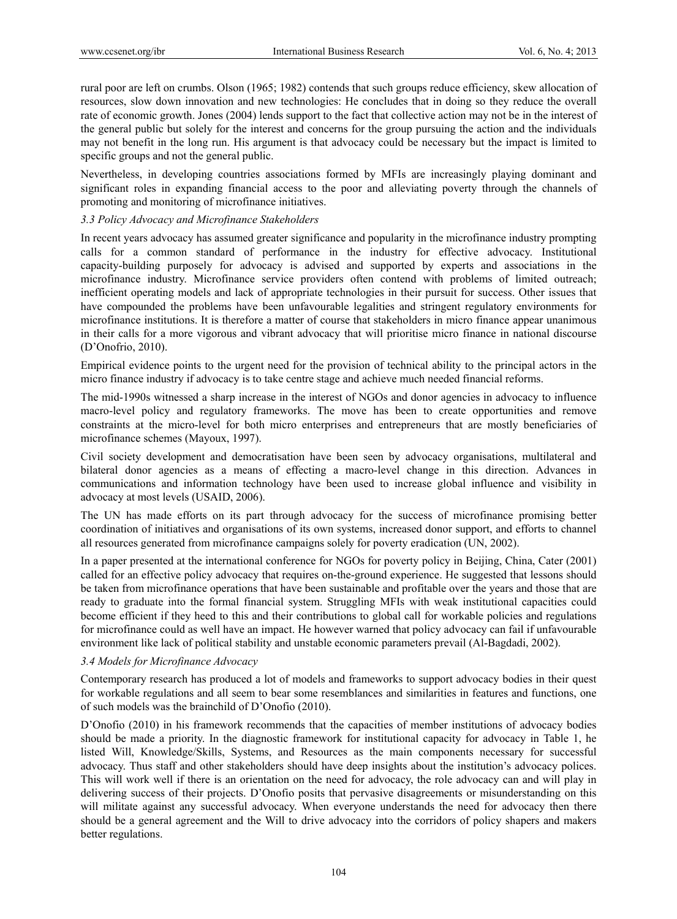rural poor are left on crumbs. Olson (1965; 1982) contends that such groups reduce efficiency, skew allocation of resources, slow down innovation and new technologies: He concludes that in doing so they reduce the overall rate of economic growth. Jones (2004) lends support to the fact that collective action may not be in the interest of the general public but solely for the interest and concerns for the group pursuing the action and the individuals may not benefit in the long run. His argument is that advocacy could be necessary but the impact is limited to specific groups and not the general public.

Nevertheless, in developing countries associations formed by MFIs are increasingly playing dominant and significant roles in expanding financial access to the poor and alleviating poverty through the channels of promoting and monitoring of microfinance initiatives.

### *3.3 Policy Advocacy and Microfinance Stakeholders*

In recent years advocacy has assumed greater significance and popularity in the microfinance industry prompting calls for a common standard of performance in the industry for effective advocacy. Institutional capacity-building purposely for advocacy is advised and supported by experts and associations in the microfinance industry. Microfinance service providers often contend with problems of limited outreach; inefficient operating models and lack of appropriate technologies in their pursuit for success. Other issues that have compounded the problems have been unfavourable legalities and stringent regulatory environments for microfinance institutions. It is therefore a matter of course that stakeholders in micro finance appear unanimous in their calls for a more vigorous and vibrant advocacy that will prioritise micro finance in national discourse (D'Onofrio, 2010).

Empirical evidence points to the urgent need for the provision of technical ability to the principal actors in the micro finance industry if advocacy is to take centre stage and achieve much needed financial reforms.

The mid-1990s witnessed a sharp increase in the interest of NGOs and donor agencies in advocacy to influence macro-level policy and regulatory frameworks. The move has been to create opportunities and remove constraints at the micro-level for both micro enterprises and entrepreneurs that are mostly beneficiaries of microfinance schemes (Mayoux, 1997).

Civil society development and democratisation have been seen by advocacy organisations, multilateral and bilateral donor agencies as a means of effecting a macro-level change in this direction. Advances in communications and information technology have been used to increase global influence and visibility in advocacy at most levels (USAID, 2006).

The UN has made efforts on its part through advocacy for the success of microfinance promising better coordination of initiatives and organisations of its own systems, increased donor support, and efforts to channel all resources generated from microfinance campaigns solely for poverty eradication (UN, 2002).

In a paper presented at the international conference for NGOs for poverty policy in Beijing, China, Cater (2001) called for an effective policy advocacy that requires on-the-ground experience. He suggested that lessons should be taken from microfinance operations that have been sustainable and profitable over the years and those that are ready to graduate into the formal financial system. Struggling MFIs with weak institutional capacities could become efficient if they heed to this and their contributions to global call for workable policies and regulations for microfinance could as well have an impact. He however warned that policy advocacy can fail if unfavourable environment like lack of political stability and unstable economic parameters prevail (Al-Bagdadi, 2002).

### *3.4 Models for Microfinance Advocacy*

Contemporary research has produced a lot of models and frameworks to support advocacy bodies in their quest for workable regulations and all seem to bear some resemblances and similarities in features and functions, one of such models was the brainchild of D'Onofio (2010).

D'Onofio (2010) in his framework recommends that the capacities of member institutions of advocacy bodies should be made a priority. In the diagnostic framework for institutional capacity for advocacy in Table 1, he listed Will, Knowledge/Skills, Systems, and Resources as the main components necessary for successful advocacy. Thus staff and other stakeholders should have deep insights about the institution's advocacy polices. This will work well if there is an orientation on the need for advocacy, the role advocacy can and will play in delivering success of their projects. D'Onofio posits that pervasive disagreements or misunderstanding on this will militate against any successful advocacy. When everyone understands the need for advocacy then there should be a general agreement and the Will to drive advocacy into the corridors of policy shapers and makers better regulations.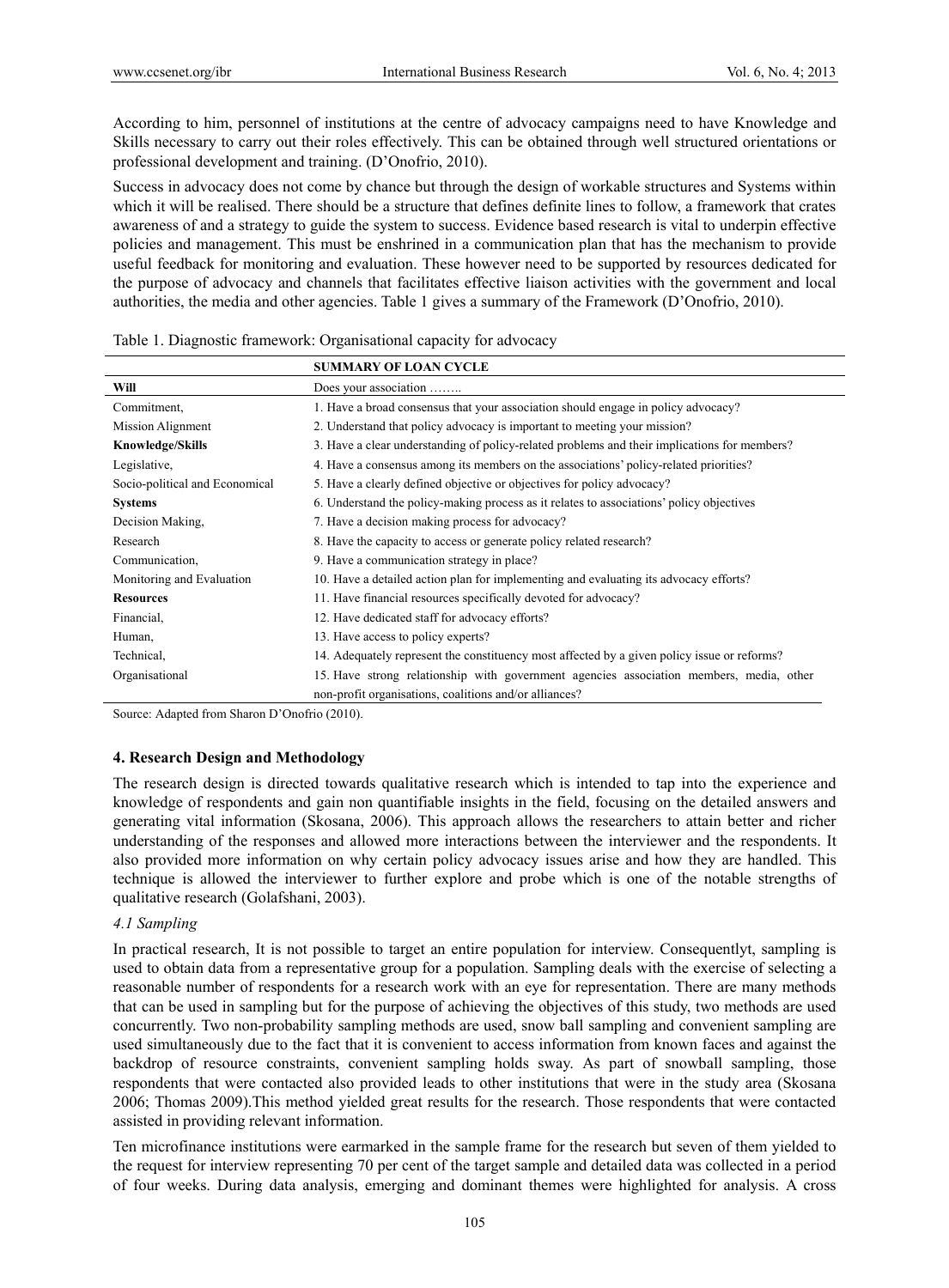According to him, personnel of institutions at the centre of advocacy campaigns need to have Knowledge and Skills necessary to carry out their roles effectively. This can be obtained through well structured orientations or professional development and training. (D'Onofrio, 2010).

Success in advocacy does not come by chance but through the design of workable structures and Systems within which it will be realised. There should be a structure that defines definite lines to follow, a framework that crates awareness of and a strategy to guide the system to success. Evidence based research is vital to underpin effective policies and management. This must be enshrined in a communication plan that has the mechanism to provide useful feedback for monitoring and evaluation. These however need to be supported by resources dedicated for the purpose of advocacy and channels that facilitates effective liaison activities with the government and local authorities, the media and other agencies. Table 1 gives a summary of the Framework (D'Onofrio, 2010).

Table 1. Diagnostic framework: Organisational capacity for advocacy

| | **SUMMARY OF LOAN CYCLE** |
|---|---|
| **Will** | Does your association …….. |
| Commitment, | 1. Have a broad consensus that your association should engage in policy advocacy? |
| Mission Alignment | 2. Understand that policy advocacy is important to meeting your mission? |
| **Knowledge/Skills** | 3. Have a clear understanding of policy-related problems and their implications for members? |
| Legislative, | 4. Have a consensus among its members on the associations' policy-related priorities? |
| Socio-political and Economical | 5. Have a clearly defined objective or objectives for policy advocacy? |
| **Systems** | 6. Understand the policy-making process as it relates to associations' policy objectives |
| Decision Making, | 7. Have a decision making process for advocacy? |
| Research | 8. Have the capacity to access or generate policy related research? |
| Communication, | 9. Have a communication strategy in place? |
| Monitoring and Evaluation | 10. Have a detailed action plan for implementing and evaluating its advocacy efforts? |
| **Resources** | 11. Have financial resources specifically devoted for advocacy? |
| Financial, | 12. Have dedicated staff for advocacy efforts? |
| Human, | 13. Have access to policy experts? |
| Technical, | 14. Adequately represent the constituency most affected by a given policy issue or reforms? |
| Organisational | 15. Have strong relationship with government agencies association members, media, other non-profit organisations, coalitions and/or alliances? |

Source: Adapted from Sharon D'Onofrio (2010).

### 4. Research Design and Methodology

The research design is directed towards qualitative research which is intended to tap into the experience and knowledge of respondents and gain non quantifiable insights in the field, focusing on the detailed answers and generating vital information (Skosana, 2006). This approach allows the researchers to attain better and richer understanding of the responses and allowed more interactions between the interviewer and the respondents. It also provided more information on why certain policy advocacy issues arise and how they are handled. This technique is allowed the interviewer to further explore and probe which is one of the notable strengths of qualitative research (Golafshani, 2003).

#### *4.1 Sampling*

In practical research, It is not possible to target an entire population for interview. Consequentlyt, sampling is used to obtain data from a representative group for a population. Sampling deals with the exercise of selecting a reasonable number of respondents for a research work with an eye for representation. There are many methods that can be used in sampling but for the purpose of achieving the objectives of this study, two methods are used concurrently. Two non-probability sampling methods are used, snow ball sampling and convenient sampling are used simultaneously due to the fact that it is convenient to access information from known faces and against the backdrop of resource constraints, convenient sampling holds sway. As part of snowball sampling, those respondents that were contacted also provided leads to other institutions that were in the study area (Skosana 2006; Thomas 2009).This method yielded great results for the research. Those respondents that were contacted assisted in providing relevant information.

Ten microfinance institutions were earmarked in the sample frame for the research but seven of them yielded to the request for interview representing 70 per cent of the target sample and detailed data was collected in a period of four weeks. During data analysis, emerging and dominant themes were highlighted for analysis. A cross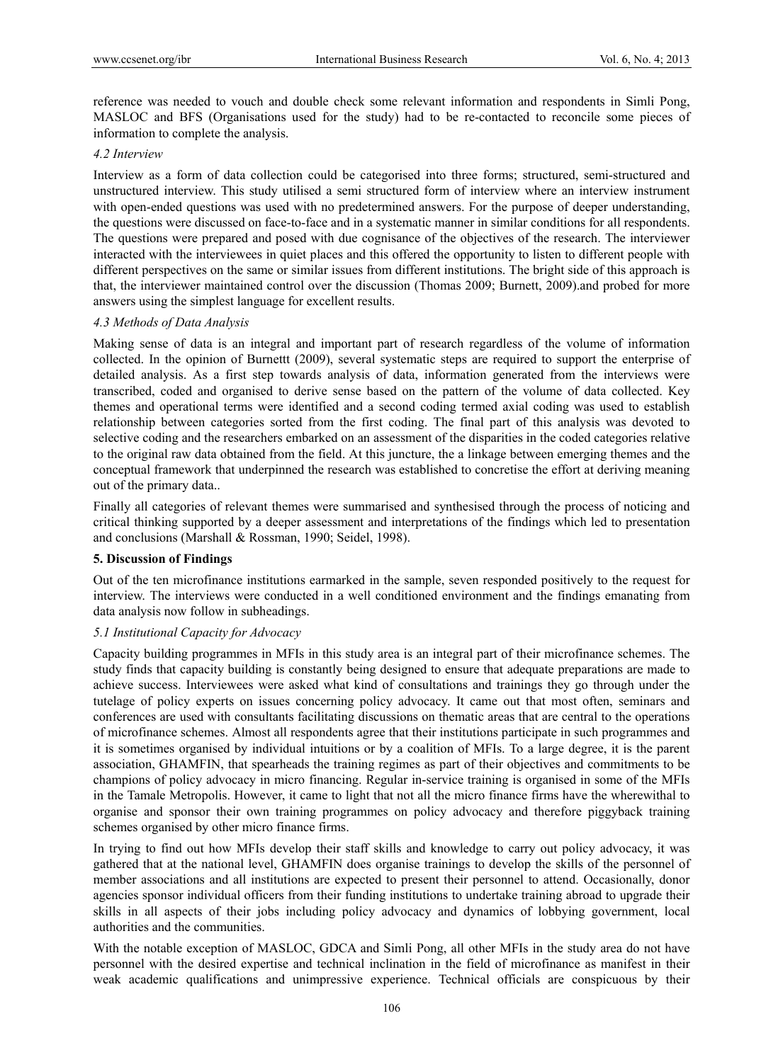reference was needed to vouch and double check some relevant information and respondents in Simli Pong, MASLOC and BFS (Organisations used for the study) had to be re-contacted to reconcile some pieces of information to complete the analysis.

### *4.2 Interview*

Interview as a form of data collection could be categorised into three forms; structured, semi-structured and unstructured interview. This study utilised a semi structured form of interview where an interview instrument with open-ended questions was used with no predetermined answers. For the purpose of deeper understanding, the questions were discussed on face-to-face and in a systematic manner in similar conditions for all respondents. The questions were prepared and posed with due cognisance of the objectives of the research. The interviewer interacted with the interviewees in quiet places and this offered the opportunity to listen to different people with different perspectives on the same or similar issues from different institutions. The bright side of this approach is that, the interviewer maintained control over the discussion (Thomas 2009; Burnett, 2009).and probed for more answers using the simplest language for excellent results.

### *4.3 Methods of Data Analysis*

Making sense of data is an integral and important part of research regardless of the volume of information collected. In the opinion of Burnettt (2009), several systematic steps are required to support the enterprise of detailed analysis. As a first step towards analysis of data, information generated from the interviews were transcribed, coded and organised to derive sense based on the pattern of the volume of data collected. Key themes and operational terms were identified and a second coding termed axial coding was used to establish relationship between categories sorted from the first coding. The final part of this analysis was devoted to selective coding and the researchers embarked on an assessment of the disparities in the coded categories relative to the original raw data obtained from the field. At this juncture, the a linkage between emerging themes and the conceptual framework that underpinned the research was established to concretise the effort at deriving meaning out of the primary data..

Finally all categories of relevant themes were summarised and synthesised through the process of noticing and critical thinking supported by a deeper assessment and interpretations of the findings which led to presentation and conclusions (Marshall & Rossman, 1990; Seidel, 1998).

## **5. Discussion of Findings**

Out of the ten microfinance institutions earmarked in the sample, seven responded positively to the request for interview. The interviews were conducted in a well conditioned environment and the findings emanating from data analysis now follow in subheadings.

### *5.1 Institutional Capacity for Advocacy*

Capacity building programmes in MFIs in this study area is an integral part of their microfinance schemes. The study finds that capacity building is constantly being designed to ensure that adequate preparations are made to achieve success. Interviewees were asked what kind of consultations and trainings they go through under the tutelage of policy experts on issues concerning policy advocacy. It came out that most often, seminars and conferences are used with consultants facilitating discussions on thematic areas that are central to the operations of microfinance schemes. Almost all respondents agree that their institutions participate in such programmes and it is sometimes organised by individual intuitions or by a coalition of MFIs. To a large degree, it is the parent association, GHAMFIN, that spearheads the training regimes as part of their objectives and commitments to be champions of policy advocacy in micro financing. Regular in-service training is organised in some of the MFIs in the Tamale Metropolis. However, it came to light that not all the micro finance firms have the wherewithal to organise and sponsor their own training programmes on policy advocacy and therefore piggyback training schemes organised by other micro finance firms.

In trying to find out how MFIs develop their staff skills and knowledge to carry out policy advocacy, it was gathered that at the national level, GHAMFIN does organise trainings to develop the skills of the personnel of member associations and all institutions are expected to present their personnel to attend. Occasionally, donor agencies sponsor individual officers from their funding institutions to undertake training abroad to upgrade their skills in all aspects of their jobs including policy advocacy and dynamics of lobbying government, local authorities and the communities.

With the notable exception of MASLOC, GDCA and Simli Pong, all other MFIs in the study area do not have personnel with the desired expertise and technical inclination in the field of microfinance as manifest in their weak academic qualifications and unimpressive experience. Technical officials are conspicuous by their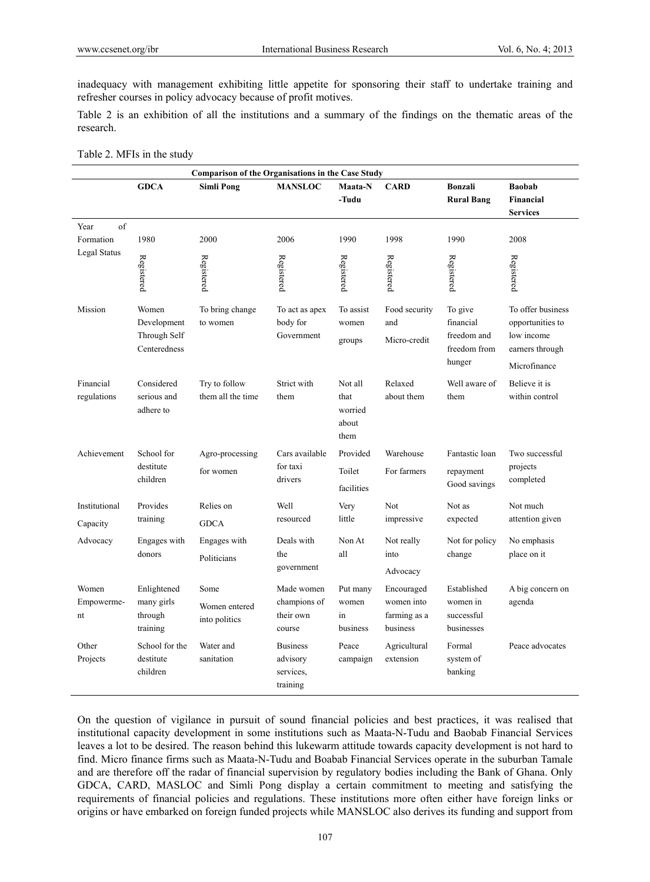inadequacy with management exhibiting little appetite for sponsoring their staff to undertake training and refresher courses in policy advocacy because of profit motives.

Table 2 is an exhibition of all the institutions and a summary of the findings on the thematic areas of the research.

Table 2. MFIs in the study

| Comparison of the Organisations in the Case Study | | | | | | | |
|---|---|---|---|---|---|---|---|
| | **GDCA** | **Simli Pong** | **MANSLOC** | **Maata-N-Tudu** | **CARD** | **Bonzali Rural Bang** | **Baobab Financial Services** |
| Year of Formation | 1980 | 2000 | 2006 | 1990 | 1998 | 1990 | 2008 |
| Legal Status | Registered | Registered | Registered | Registered | Registered | Registered | Registered |
| Mission | Women Development Through Self Centeredness | To bring change to women | To act as apex body for Government | To assist women groups | Food security and Micro-credit | To give financial freedom and freedom from hunger | To offer business opportunities to low income earners through Microfinance |
| Financial regulations | Considered serious and adhere to | Try to follow them all the time | Strict with them | Not all that worried about them | Relaxed about them | Well aware of them | Believe it is within control |
| Achievement | School for destitute children | Agro-processing for women | Cars available for taxi drivers | Provided Toilet facilities | Warehouse For farmers | Fantastic loan repayment Good savings | Two successful projects completed |
| Institutional Capacity | Provides training | Relies on GDCA | Well resourced | Very little | Not impressive | Not as expected | Not much attention given |
| Advocacy | Engages with donors | Engages with Politicians | Deals with the government | Non At all | Not really into Advocacy | Not for policy change | No emphasis place on it |
| Women Empowerment | Enlightened many girls through training | Some Women entered into politics | Made women champions of their own course | Put many women in business | Encouraged women into farming as a business | Established women in successful businesses | A big concern on agenda |
| Other Projects | School for the destitute children | Water and sanitation | Business advisory services, training | Peace campaign | Agricultural extension | Formal system of banking | Peace advocates |

On the question of vigilance in pursuit of sound financial policies and best practices, it was realised that institutional capacity development in some institutions such as Maata-N-Tudu and Baobab Financial Services leaves a lot to be desired. The reason behind this lukewarm attitude towards capacity development is not hard to find. Micro finance firms such as Maata-N-Tudu and Boabab Financial Services operate in the suburban Tamale and are therefore off the radar of financial supervision by regulatory bodies including the Bank of Ghana. Only GDCA, CARD, MASLOC and Simli Pong display a certain commitment to meeting and satisfying the requirements of financial policies and regulations. These institutions more often either have foreign links or origins or have embarked on foreign funded projects while MANSLOC also derives its funding and support from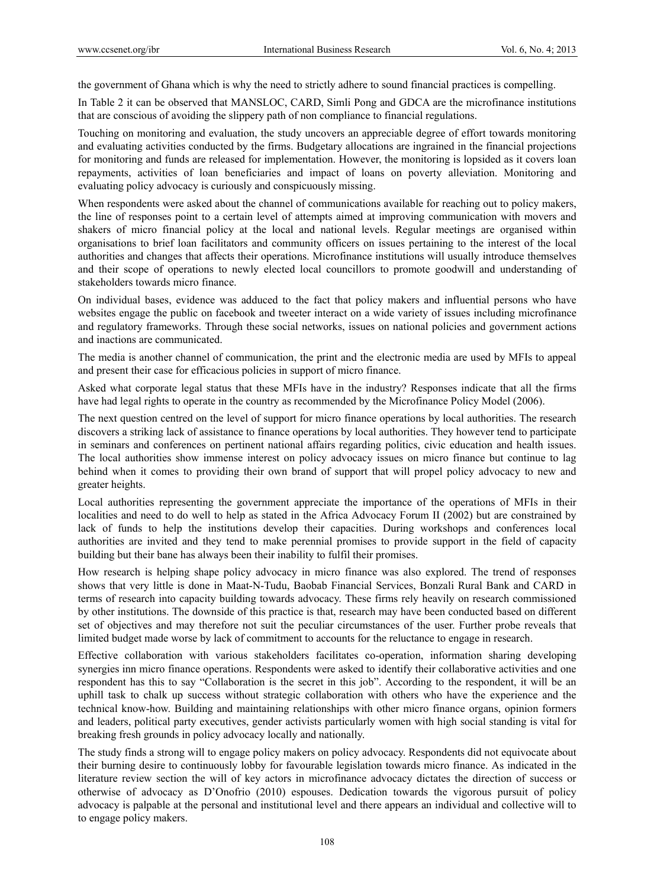the government of Ghana which is why the need to strictly adhere to sound financial practices is compelling.

In Table 2 it can be observed that MANSLOC, CARD, Simli Pong and GDCA are the microfinance institutions that are conscious of avoiding the slippery path of non compliance to financial regulations.

Touching on monitoring and evaluation, the study uncovers an appreciable degree of effort towards monitoring and evaluating activities conducted by the firms. Budgetary allocations are ingrained in the financial projections for monitoring and funds are released for implementation. However, the monitoring is lopsided as it covers loan repayments, activities of loan beneficiaries and impact of loans on poverty alleviation. Monitoring and evaluating policy advocacy is curiously and conspicuously missing.

When respondents were asked about the channel of communications available for reaching out to policy makers, the line of responses point to a certain level of attempts aimed at improving communication with movers and shakers of micro financial policy at the local and national levels. Regular meetings are organised within organisations to brief loan facilitators and community officers on issues pertaining to the interest of the local authorities and changes that affects their operations. Microfinance institutions will usually introduce themselves and their scope of operations to newly elected local councillors to promote goodwill and understanding of stakeholders towards micro finance.

On individual bases, evidence was adduced to the fact that policy makers and influential persons who have websites engage the public on facebook and tweeter interact on a wide variety of issues including microfinance and regulatory frameworks. Through these social networks, issues on national policies and government actions and inactions are communicated.

The media is another channel of communication, the print and the electronic media are used by MFIs to appeal and present their case for efficacious policies in support of micro finance.

Asked what corporate legal status that these MFIs have in the industry? Responses indicate that all the firms have had legal rights to operate in the country as recommended by the Microfinance Policy Model (2006).

The next question centred on the level of support for micro finance operations by local authorities. The research discovers a striking lack of assistance to finance operations by local authorities. They however tend to participate in seminars and conferences on pertinent national affairs regarding politics, civic education and health issues. The local authorities show immense interest on policy advocacy issues on micro finance but continue to lag behind when it comes to providing their own brand of support that will propel policy advocacy to new and greater heights.

Local authorities representing the government appreciate the importance of the operations of MFIs in their localities and need to do well to help as stated in the Africa Advocacy Forum II (2002) but are constrained by lack of funds to help the institutions develop their capacities. During workshops and conferences local authorities are invited and they tend to make perennial promises to provide support in the field of capacity building but their bane has always been their inability to fulfil their promises.

How research is helping shape policy advocacy in micro finance was also explored. The trend of responses shows that very little is done in Maat-N-Tudu, Baobab Financial Services, Bonzali Rural Bank and CARD in terms of research into capacity building towards advocacy. These firms rely heavily on research commissioned by other institutions. The downside of this practice is that, research may have been conducted based on different set of objectives and may therefore not suit the peculiar circumstances of the user. Further probe reveals that limited budget made worse by lack of commitment to accounts for the reluctance to engage in research.

Effective collaboration with various stakeholders facilitates co-operation, information sharing developing synergies inn micro finance operations. Respondents were asked to identify their collaborative activities and one respondent has this to say "Collaboration is the secret in this job". According to the respondent, it will be an uphill task to chalk up success without strategic collaboration with others who have the experience and the technical know-how. Building and maintaining relationships with other micro finance organs, opinion formers and leaders, political party executives, gender activists particularly women with high social standing is vital for breaking fresh grounds in policy advocacy locally and nationally.

The study finds a strong will to engage policy makers on policy advocacy. Respondents did not equivocate about their burning desire to continuously lobby for favourable legislation towards micro finance. As indicated in the literature review section the will of key actors in microfinance advocacy dictates the direction of success or otherwise of advocacy as D'Onofrio (2010) espouses. Dedication towards the vigorous pursuit of policy advocacy is palpable at the personal and institutional level and there appears an individual and collective will to to engage policy makers.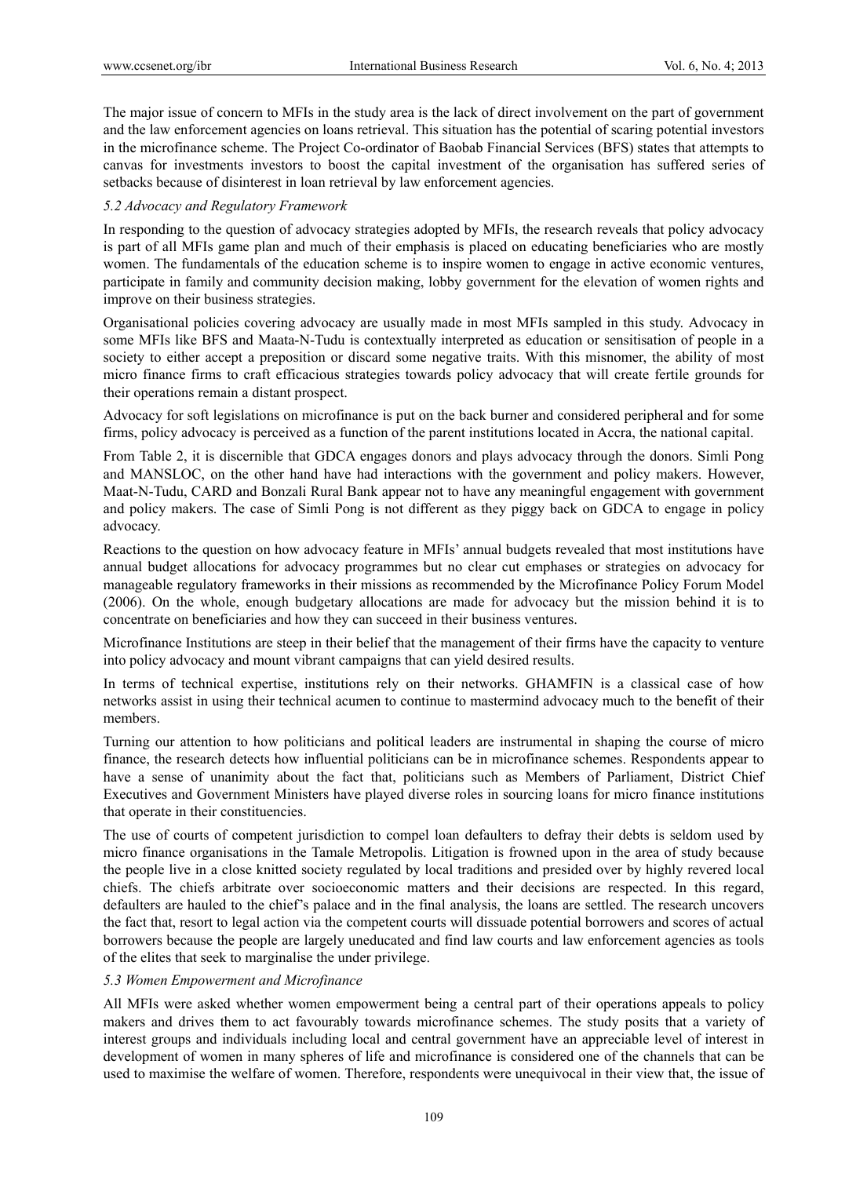The major issue of concern to MFIs in the study area is the lack of direct involvement on the part of government and the law enforcement agencies on loans retrieval. This situation has the potential of scaring potential investors in the microfinance scheme. The Project Co-ordinator of Baobab Financial Services (BFS) states that attempts to canvas for investments investors to boost the capital investment of the organisation has suffered series of setbacks because of disinterest in loan retrieval by law enforcement agencies.

### *5.2 Advocacy and Regulatory Framework*

In responding to the question of advocacy strategies adopted by MFIs, the research reveals that policy advocacy is part of all MFIs game plan and much of their emphasis is placed on educating beneficiaries who are mostly women. The fundamentals of the education scheme is to inspire women to engage in active economic ventures, participate in family and community decision making, lobby government for the elevation of women rights and improve on their business strategies.

Organisational policies covering advocacy are usually made in most MFIs sampled in this study. Advocacy in some MFIs like BFS and Maata-N-Tudu is contextually interpreted as education or sensitisation of people in a society to either accept a preposition or discard some negative traits. With this misnomer, the ability of most micro finance firms to craft efficacious strategies towards policy advocacy that will create fertile grounds for their operations remain a distant prospect.

Advocacy for soft legislations on microfinance is put on the back burner and considered peripheral and for some firms, policy advocacy is perceived as a function of the parent institutions located in Accra, the national capital.

From Table 2, it is discernible that GDCA engages donors and plays advocacy through the donors. Simli Pong and MANSLOC, on the other hand have had interactions with the government and policy makers. However, Maat-N-Tudu, CARD and Bonzali Rural Bank appear not to have any meaningful engagement with government and policy makers. The case of Simli Pong is not different as they piggy back on GDCA to engage in policy advocacy.

Reactions to the question on how advocacy feature in MFIs' annual budgets revealed that most institutions have annual budget allocations for advocacy programmes but no clear cut emphases or strategies on advocacy for manageable regulatory frameworks in their missions as recommended by the Microfinance Policy Forum Model (2006). On the whole, enough budgetary allocations are made for advocacy but the mission behind it is to concentrate on beneficiaries and how they can succeed in their business ventures.

Microfinance Institutions are steep in their belief that the management of their firms have the capacity to venture into policy advocacy and mount vibrant campaigns that can yield desired results.

In terms of technical expertise, institutions rely on their networks. GHAMFIN is a classical case of how networks assist in using their technical acumen to continue to mastermind advocacy much to the benefit of their members.

Turning our attention to how politicians and political leaders are instrumental in shaping the course of micro finance, the research detects how influential politicians can be in microfinance schemes. Respondents appear to have a sense of unanimity about the fact that, politicians such as Members of Parliament, District Chief Executives and Government Ministers have played diverse roles in sourcing loans for micro finance institutions that operate in their constituencies.

The use of courts of competent jurisdiction to compel loan defaulters to defray their debts is seldom used by micro finance organisations in the Tamale Metropolis. Litigation is frowned upon in the area of study because the people live in a close knitted society regulated by local traditions and presided over by highly revered local chiefs. The chiefs arbitrate over socioeconomic matters and their decisions are respected. In this regard, defaulters are hauled to the chief's palace and in the final analysis, the loans are settled. The research uncovers the fact that, resort to legal action via the competent courts will dissuade potential borrowers and scores of actual borrowers because the people are largely uneducated and find law courts and law enforcement agencies as tools of the elites that seek to marginalise the under privilege.

### *5.3 Women Empowerment and Microfinance*

All MFIs were asked whether women empowerment being a central part of their operations appeals to policy makers and drives them to act favourably towards microfinance schemes. The study posits that a variety of interest groups and individuals including local and central government have an appreciable level of interest in development of women in many spheres of life and microfinance is considered one of the channels that can be used to maximise the welfare of women. Therefore, respondents were unequivocal in their view that, the issue of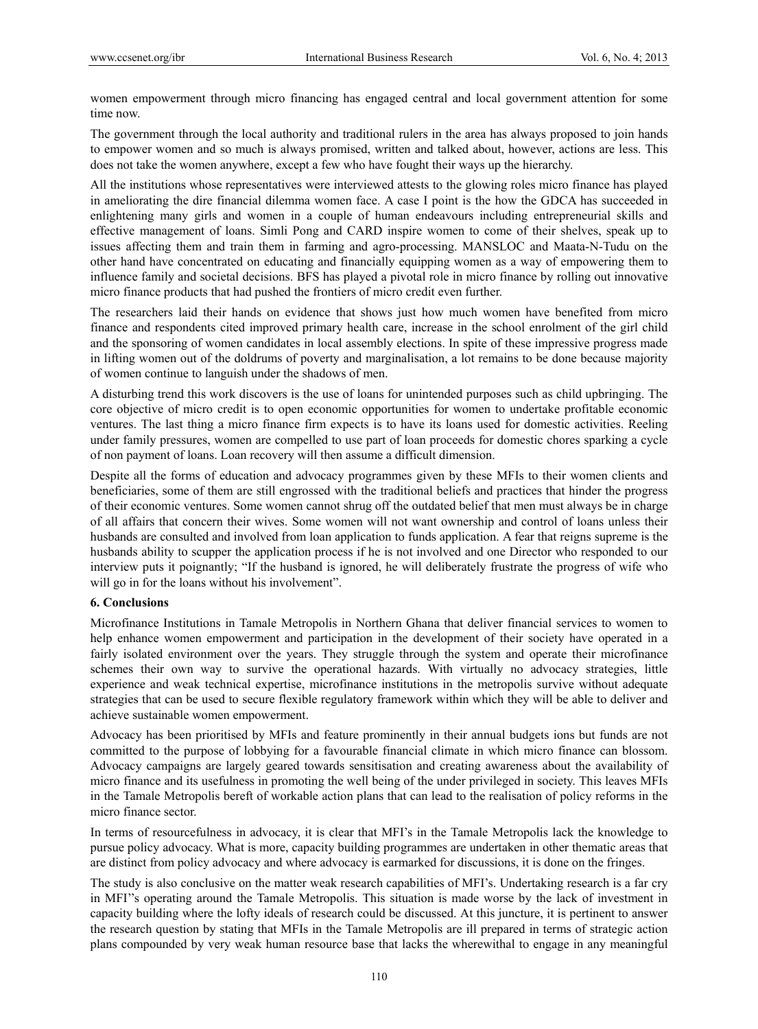women empowerment through micro financing has engaged central and local government attention for some time now.

The government through the local authority and traditional rulers in the area has always proposed to join hands to empower women and so much is always promised, written and talked about, however, actions are less. This does not take the women anywhere, except a few who have fought their ways up the hierarchy.

All the institutions whose representatives were interviewed attests to the glowing roles micro finance has played in ameliorating the dire financial dilemma women face. A case I point is the how the GDCA has succeeded in enlightening many girls and women in a couple of human endeavours including entrepreneurial skills and effective management of loans. Simli Pong and CARD inspire women to come of their shelves, speak up to issues affecting them and train them in farming and agro-processing. MANSLOC and Maata-N-Tudu on the other hand have concentrated on educating and financially equipping women as a way of empowering them to influence family and societal decisions. BFS has played a pivotal role in micro finance by rolling out innovative micro finance products that had pushed the frontiers of micro credit even further.

The researchers laid their hands on evidence that shows just how much women have benefited from micro finance and respondents cited improved primary health care, increase in the school enrolment of the girl child and the sponsoring of women candidates in local assembly elections. In spite of these impressive progress made in lifting women out of the doldrums of poverty and marginalisation, a lot remains to be done because majority of women continue to languish under the shadows of men.

A disturbing trend this work discovers is the use of loans for unintended purposes such as child upbringing. The core objective of micro credit is to open economic opportunities for women to undertake profitable economic ventures. The last thing a micro finance firm expects is to have its loans used for domestic activities. Reeling under family pressures, women are compelled to use part of loan proceeds for domestic chores sparking a cycle of non payment of loans. Loan recovery will then assume a difficult dimension.

Despite all the forms of education and advocacy programmes given by these MFIs to their women clients and beneficiaries, some of them are still engrossed with the traditional beliefs and practices that hinder the progress of their economic ventures. Some women cannot shrug off the outdated belief that men must always be in charge of all affairs that concern their wives. Some women will not want ownership and control of loans unless their husbands are consulted and involved from loan application to funds application. A fear that reigns supreme is the husbands ability to scupper the application process if he is not involved and one Director who responded to our interview puts it poignantly; "If the husband is ignored, he will deliberately frustrate the progress of wife who will go in for the loans without his involvement".

## 6. Conclusions

Microfinance Institutions in Tamale Metropolis in Northern Ghana that deliver financial services to women to help enhance women empowerment and participation in the development of their society have operated in a fairly isolated environment over the years. They struggle through the system and operate their microfinance schemes their own way to survive the operational hazards. With virtually no advocacy strategies, little experience and weak technical expertise, microfinance institutions in the metropolis survive without adequate strategies that can be used to secure flexible regulatory framework within which they will be able to deliver and achieve sustainable women empowerment.

Advocacy has been prioritised by MFIs and feature prominently in their annual budgets ions but funds are not committed to the purpose of lobbying for a favourable financial climate in which micro finance can blossom. Advocacy campaigns are largely geared towards sensitisation and creating awareness about the availability of micro finance and its usefulness in promoting the well being of the under privileged in society. This leaves MFIs in the Tamale Metropolis bereft of workable action plans that can lead to the realisation of policy reforms in the micro finance sector.

In terms of resourcefulness in advocacy, it is clear that MFI's in the Tamale Metropolis lack the knowledge to pursue policy advocacy. What is more, capacity building programmes are undertaken in other thematic areas that are distinct from policy advocacy and where advocacy is earmarked for discussions, it is done on the fringes.

The study is also conclusive on the matter weak research capabilities of MFI's. Undertaking research is a far cry in MFI''s operating around the Tamale Metropolis. This situation is made worse by the lack of investment in capacity building where the lofty ideals of research could be discussed. At this juncture, it is pertinent to answer the research question by stating that MFIs in the Tamale Metropolis are ill prepared in terms of strategic action plans compounded by very weak human resource base that lacks the wherewithal to engage in any meaningful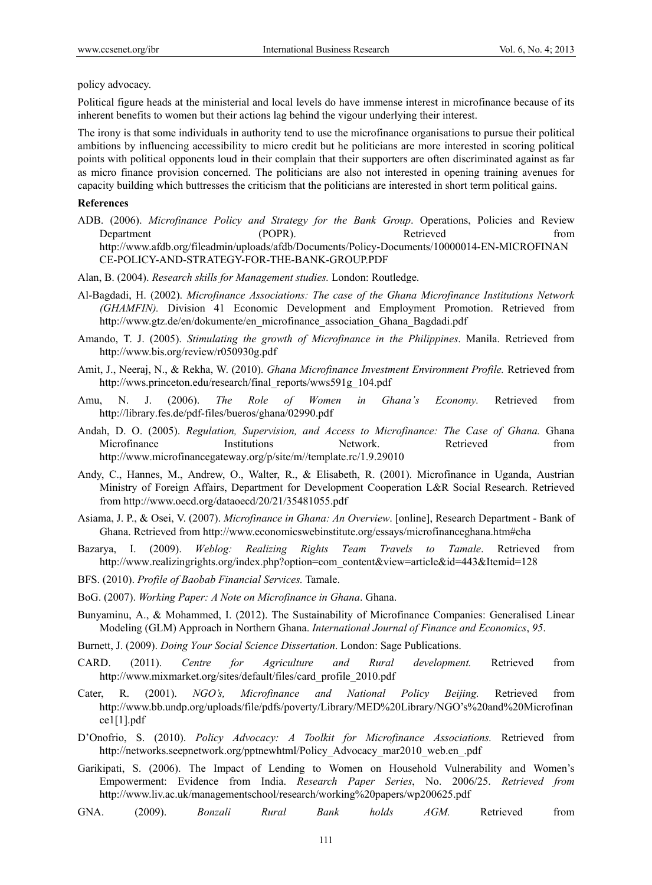policy advocacy.

Political figure heads at the ministerial and local levels do have immense interest in microfinance because of its inherent benefits to women but their actions lag behind the vigour underlying their interest.

The irony is that some individuals in authority tend to use the microfinance organisations to pursue their political ambitions by influencing accessibility to micro credit but he politicians are more interested in scoring political points with political opponents loud in their complain that their supporters are often discriminated against as far as micro finance provision concerned. The politicians are also not interested in opening training avenues for capacity building which buttresses the criticism that the politicians are interested in short term political gains.

**References**

ADB. (2006). *Microfinance Policy and Strategy for the Bank Group*. Operations, Policies and Review Department (POPR). Retrieved from http://www.afdb.org/fileadmin/uploads/afdb/Documents/Policy-Documents/10000014-EN-MICROFINANCE-POLICY-AND-STRATEGY-FOR-THE-BANK-GROUP.PDF

Alan, B. (2004). *Research skills for Management studies.* London: Routledge.

Al-Bagdadi, H. (2002). *Microfinance Associations: The case of the Ghana Microfinance Institutions Network (GHAMFIN).* Division 41 Economic Development and Employment Promotion. Retrieved from http://www.gtz.de/en/dokumente/en_microfinance_association_Ghana_Bagdadi.pdf

Amando, T. J. (2005). *Stimulating the growth of Microfinance in the Philippines*. Manila. Retrieved from http://www.bis.org/review/r050930g.pdf

Amit, J., Neeraj, N., & Rekha, W. (2010). *Ghana Microfinance Investment Environment Profile.* Retrieved from http://wws.princeton.edu/research/final_reports/wws591g_104.pdf

Amu, N. J. (2006). *The Role of Women in Ghana's Economy.* Retrieved from http://library.fes.de/pdf-files/bueros/ghana/02990.pdf

Andah, D. O. (2005). *Regulation, Supervision, and Access to Microfinance: The Case of Ghana.* Ghana Microfinance Institutions Network. Retrieved from http://www.microfinancegateway.org/p/site/m//template.rc/1.9.29010

Andy, C., Hannes, M., Andrew, O., Walter, R., & Elisabeth, R. (2001). Microfinance in Uganda, Austrian Ministry of Foreign Affairs, Department for Development Cooperation L&R Social Research. Retrieved from http://www.oecd.org/dataoecd/20/21/35481055.pdf

Asiama, J. P., & Osei, V. (2007). *Microfinance in Ghana: An Overview*. [online], Research Department - Bank of Ghana. Retrieved from http://www.economicswebinstitute.org/essays/microfinanceghana.htm#cha

Bazarya, I. (2009). *Weblog: Realizing Rights Team Travels to Tamale*. Retrieved from http://www.realizingrights.org/index.php?option=com_content&view=article&id=443&Itemid=128

BFS. (2010). *Profile of Baobab Financial Services.* Tamale.

BoG. (2007). *Working Paper: A Note on Microfinance in Ghana*. Ghana.

Bunyaminu, A., & Mohammed, I. (2012). The Sustainability of Microfinance Companies: Generalised Linear Modeling (GLM) Approach in Northern Ghana. *International Journal of Finance and Economics*, *95*.

Burnett, J. (2009). *Doing Your Social Science Dissertation*. London: Sage Publications.

CARD. (2011). *Centre for Agriculture and Rural development.* Retrieved from http://www.mixmarket.org/sites/default/files/card_profile_2010.pdf

Cater, R. (2001). *NGO's, Microfinance and National Policy Beijing.* Retrieved from http://www.bb.undp.org/uploads/file/pdfs/poverty/Library/MED%20Library/NGO's%20and%20Microfinance1[1].pdf

D'Onofrio, S. (2010). *Policy Advocacy: A Toolkit for Microfinance Associations.* Retrieved from http://networks.seepnetwork.org/pptnewhtml/Policy_Advocacy_mar2010_web.en_.pdf

Garikipati, S. (2006). The Impact of Lending to Women on Household Vulnerability and Women's Empowerment: Evidence from India. *Research Paper Series*, No. 2006/25. *Retrieved from* http://www.liv.ac.uk/managementschool/research/working%20papers/wp200625.pdf

GNA. (2009). *Bonzali Rural Bank holds AGM.* Retrieved from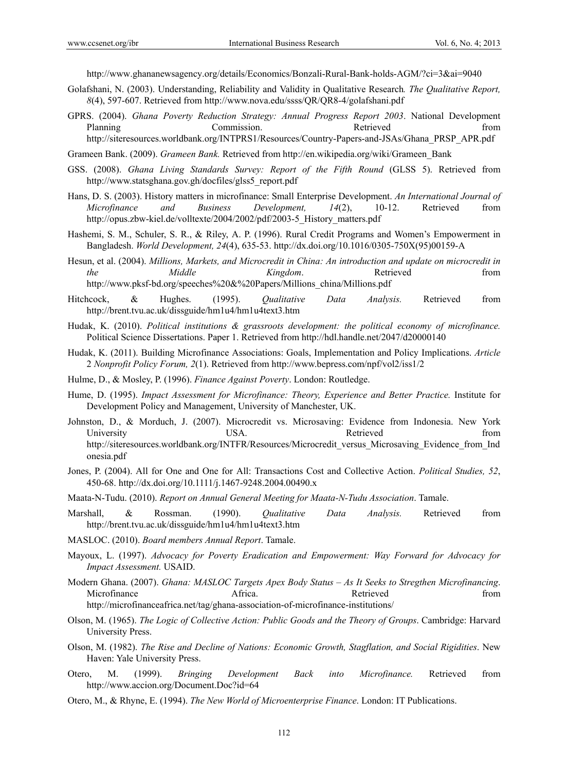http://www.ghananewsagency.org/details/Economics/Bonzali-Rural-Bank-holds-AGM/?ci=3&ai=9040

Golafshani, N. (2003). Understanding, Reliability and Validity in Qualitative Research. *The Qualitative Report, 8*(4), 597-607. Retrieved from http://www.nova.edu/ssss/QR/QR8-4/golafshani.pdf

GPRS. (2004). *Ghana Poverty Reduction Strategy: Annual Progress Report 2003*. National Development Planning Commission. Retrieved from http://siteresources.worldbank.org/INTPRS1/Resources/Country-Papers-and-JSAs/Ghana_PRSP_APR.pdf

Grameen Bank. (2009). *Grameen Bank.* Retrieved from http://en.wikipedia.org/wiki/Grameen_Bank

GSS. (2008). *Ghana Living Standards Survey: Report of the Fifth Round* (GLSS 5). Retrieved from http://www.statsghana.gov.gh/docfiles/glss5_report.pdf

Hans, D. S. (2003). History matters in microfinance: Small Enterprise Development. *An International Journal of Microfinance and Business Development, 14*(2), 10-12. Retrieved from http://opus.zbw-kiel.de/volltexte/2004/2002/pdf/2003-5_History_matters.pdf

Hashemi, S. M., Schuler, S. R., & Riley, A. P. (1996). Rural Credit Programs and Women's Empowerment in Bangladesh. *World Development, 24*(4), 635-53. http://dx.doi.org/10.1016/0305-750X(95)00159-A

Hesun, et al. (2004). *Millions, Markets, and Microcredit in China: An introduction and update on microcredit in the Middle Kingdom*. Retrieved from http://www.pksf-bd.org/speeches%20&%20Papers/Millions_china/Millions.pdf

Hitchcock, & Hughes. (1995). *Qualitative Data Analysis.* Retrieved from http://brent.tvu.ac.uk/dissguide/hm1u4/hm1u4text3.htm

Hudak, K. (2010). *Political institutions & grassroots development: the political economy of microfinance.* Political Science Dissertations. Paper 1. Retrieved from http://hdl.handle.net/2047/d20000140

Hudak, K. (2011). Building Microfinance Associations: Goals, Implementation and Policy Implications. *Article* 2 *Nonprofit Policy Forum, 2*(1). Retrieved from http://www.bepress.com/npf/vol2/iss1/2

Hulme, D., & Mosley, P. (1996). *Finance Against Poverty*. London: Routledge.

Hume, D. (1995). *Impact Assessment for Microfinance: Theory, Experience and Better Practice.* Institute for Development Policy and Management, University of Manchester, UK.

Johnston, D., & Morduch, J. (2007). Microcredit vs. Microsaving: Evidence from Indonesia. New York University USA. Retrieved from http://siteresources.worldbank.org/INTFR/Resources/Microcredit_versus_Microsaving_Evidence_from_Indonesia.pdf

Jones, P. (2004). All for One and One for All: Transactions Cost and Collective Action. *Political Studies, 52*, 450-68. http://dx.doi.org/10.1111/j.1467-9248.2004.00490.x

Maata-N-Tudu. (2010). *Report on Annual General Meeting for Maata-N-Tudu Association*. Tamale.

Marshall, & Rossman. (1990). *Qualitative Data Analysis.* Retrieved from http://brent.tvu.ac.uk/dissguide/hm1u4/hm1u4text3.htm

MASLOC. (2010). *Board members Annual Report*. Tamale.

Mayoux, L. (1997). *Advocacy for Poverty Eradication and Empowerment: Way Forward for Advocacy for Impact Assessment.* USAID.

Modern Ghana. (2007). *Ghana: MASLOC Targets Apex Body Status – As It Seeks to Stregthen Microfinancing*. Microfinance Africa. Retrieved from http://microfinanceafrica.net/tag/ghana-association-of-microfinance-institutions/

Olson, M. (1965). *The Logic of Collective Action: Public Goods and the Theory of Groups*. Cambridge: Harvard University Press.

Olson, M. (1982). *The Rise and Decline of Nations: Economic Growth, Stagflation, and Social Rigidities*. New Haven: Yale University Press.

Otero, M. (1999). *Bringing Development Back into Microfinance.* Retrieved from http://www.accion.org/Document.Doc?id=64

Otero, M., & Rhyne, E. (1994). *The New World of Microenterprise Finance*. London: IT Publications.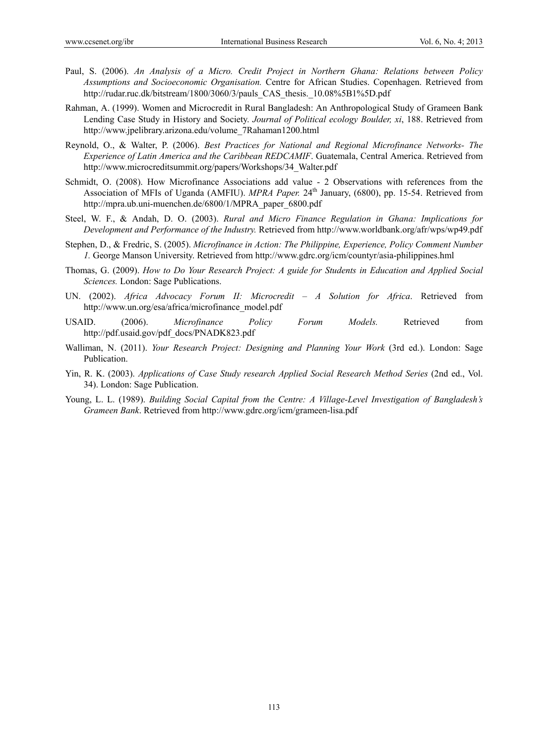Paul, S. (2006). *An Analysis of a Micro. Credit Project in Northern Ghana: Relations between Policy Assumptions and Socioeconomic Organisation.* Centre for African Studies. Copenhagen. Retrieved from http://rudar.ruc.dk/bitstream/1800/3060/3/pauls_CAS_thesis._10.08%5B1%5D.pdf

Rahman, A. (1999). Women and Microcredit in Rural Bangladesh: An Anthropological Study of Grameen Bank Lending Case Study in History and Society. *Journal of Political ecology Boulder, xi*, 188. Retrieved from http://www.jpelibrary.arizona.edu/volume_7Rahaman1200.html

Reynold, O., & Walter, P. (2006). *Best Practices for National and Regional Microfinance Networks- The Experience of Latin America and the Caribbean REDCAMIF*. Guatemala, Central America. Retrieved from http://www.microcreditsummit.org/papers/Workshops/34_Walter.pdf

Schmidt, O. (2008). How Microfinance Associations add value - 2 Observations with references from the Association of MFIs of Uganda (AMFIU). *MPRA Paper.* 24th January, (6800), pp. 15-54. Retrieved from http://mpra.ub.uni-muenchen.de/6800/1/MPRA_paper_6800.pdf

Steel, W. F., & Andah, D. O. (2003). *Rural and Micro Finance Regulation in Ghana: Implications for Development and Performance of the Industry.* Retrieved from http://www.worldbank.org/afr/wps/wp49.pdf

Stephen, D., & Fredric, S. (2005). *Microfinance in Action: The Philippine, Experience, Policy Comment Number 1.* George Manson University. Retrieved from http://www.gdrc.org/icm/countyr/asia-philippines.hml

Thomas, G. (2009). *How to Do Your Research Project: A guide for Students in Education and Applied Social Sciences.* London: Sage Publications.

UN. (2002). *Africa Advocacy Forum II: Microcredit – A Solution for Africa*. Retrieved from http://www.un.org/esa/africa/microfinance_model.pdf

USAID. (2006). *Microfinance Policy Forum Models.* Retrieved from http://pdf.usaid.gov/pdf_docs/PNADK823.pdf

Walliman, N. (2011). *Your Research Project: Designing and Planning Your Work* (3rd ed.). London: Sage Publication.

Yin, R. K. (2003). *Applications of Case Study research Applied Social Research Method Series* (2nd ed., Vol. 34). London: Sage Publication.

Young, L. L. (1989). *Building Social Capital from the Centre: A Village-Level Investigation of Bangladesh's Grameen Bank*. Retrieved from http://www.gdrc.org/icm/grameen-lisa.pdf